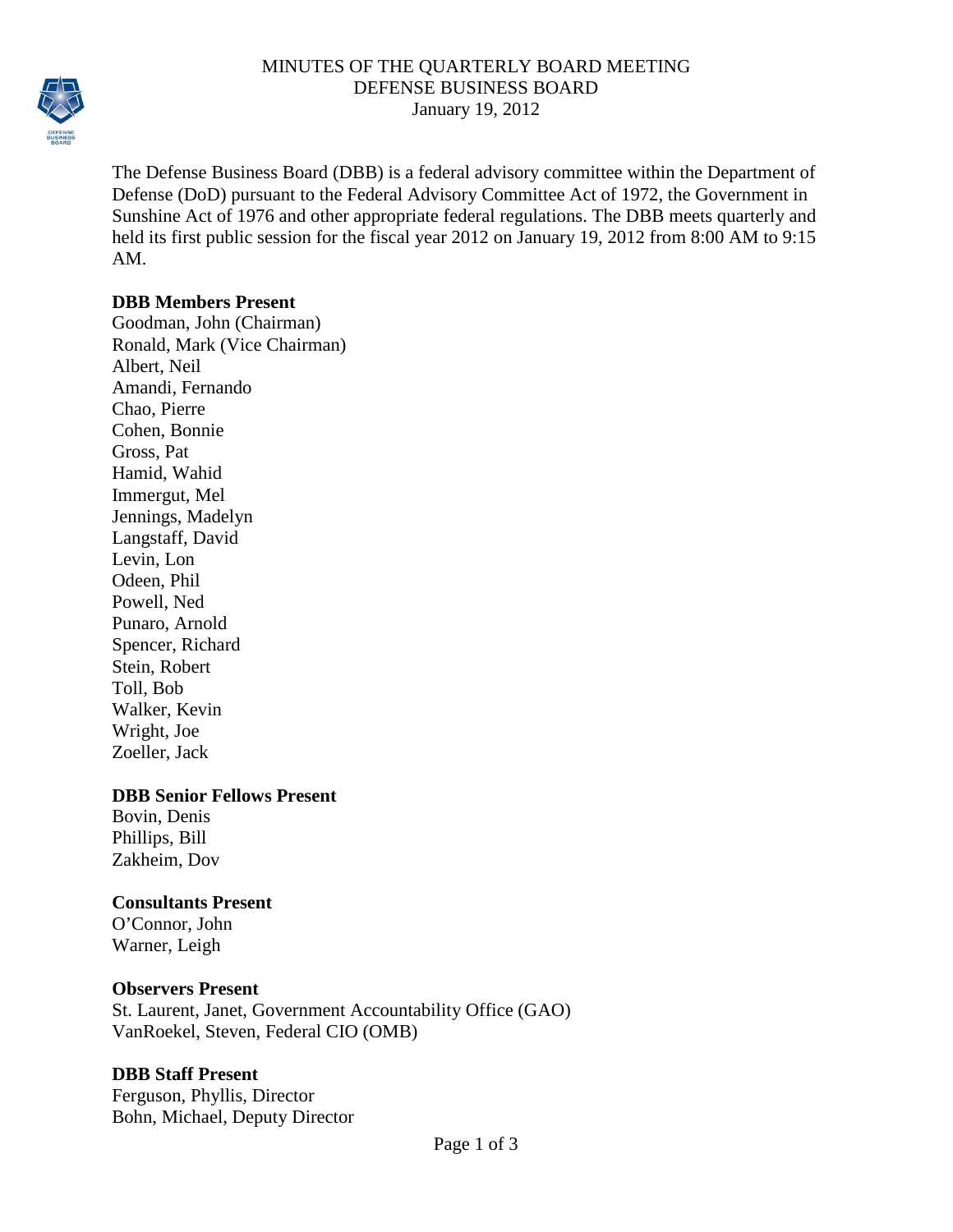# MINUTES OF THE QUARTERLY BOARD MEETING
## DEFENSE BUSINESS BOARD
### January 19, 2012

The Defense Business Board (DBB) is a federal advisory committee within the Department of Defense (DoD) pursuant to the Federal Advisory Committee Act of 1972, the Government in Sunshine Act of 1976 and other appropriate federal regulations. The DBB meets quarterly and held its first public session for the fiscal year 2012 on January 19, 2012 from 8:00 AM to 9:15 AM.

**DBB Members Present**

Goodman, John (Chairman)
Ronald, Mark (Vice Chairman)
Albert, Neil
Amandi, Fernando
Chao, Pierre
Cohen, Bonnie
Gross, Pat
Hamid, Wahid
Immergut, Mel
Jennings, Madelyn
Langstaff, David
Levin, Lon
Odeen, Phil
Powell, Ned
Punaro, Arnold
Spencer, Richard
Stein, Robert
Toll, Bob
Walker, Kevin
Wright, Joe
Zoeller, Jack

**DBB Senior Fellows Present**

Bovin, Denis
Phillips, Bill
Zakheim, Dov

**Consultants Present**

O'Connor, John
Warner, Leigh

**Observers Present**

St. Laurent, Janet, Government Accountability Office (GAO)
VanRoekel, Steven, Federal CIO (OMB)

**DBB Staff Present**

Ferguson, Phyllis, Director
Bohn, Michael, Deputy Director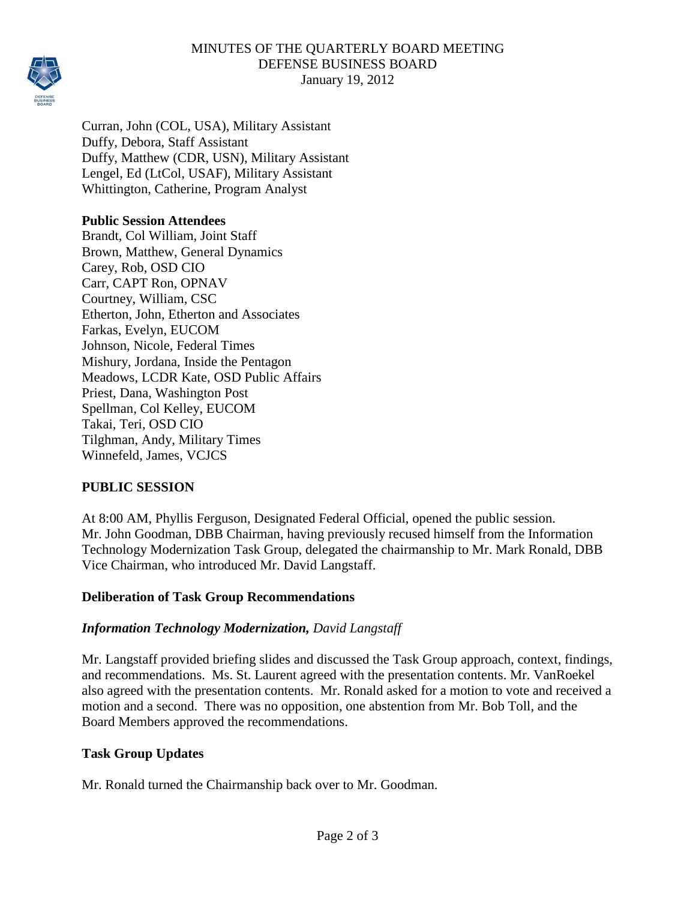Curran, John (COL, USA), Military Assistant
Duffy, Debora, Staff Assistant
Duffy, Matthew (CDR, USN), Military Assistant
Lengel, Ed (LtCol, USAF), Military Assistant
Whittington, Catherine, Program Analyst

**Public Session Attendees**
Brandt, Col William, Joint Staff
Brown, Matthew, General Dynamics
Carey, Rob, OSD CIO
Carr, CAPT Ron, OPNAV
Courtney, William, CSC
Etherton, John, Etherton and Associates
Farkas, Evelyn, EUCOM
Johnson, Nicole, Federal Times
Mishury, Jordana, Inside the Pentagon
Meadows, LCDR Kate, OSD Public Affairs
Priest, Dana, Washington Post
Spellman, Col Kelley, EUCOM
Takai, Teri, OSD CIO
Tilghman, Andy, Military Times
Winnefeld, James, VCJCS

## PUBLIC SESSION

At 8:00 AM, Phyllis Ferguson, Designated Federal Official, opened the public session. Mr. John Goodman, DBB Chairman, having previously recused himself from the Information Technology Modernization Task Group, delegated the chairmanship to Mr. Mark Ronald, DBB Vice Chairman, who introduced Mr. David Langstaff.

### Deliberation of Task Group Recommendations

#### *Information Technology Modernization, David Langstaff*

Mr. Langstaff provided briefing slides and discussed the Task Group approach, context, findings, and recommendations. Ms. St. Laurent agreed with the presentation contents. Mr. VanRoekel also agreed with the presentation contents. Mr. Ronald asked for a motion to vote and received a motion and a second. There was no opposition, one abstention from Mr. Bob Toll, and the Board Members approved the recommendations.

### Task Group Updates

Mr. Ronald turned the Chairmanship back over to Mr. Goodman.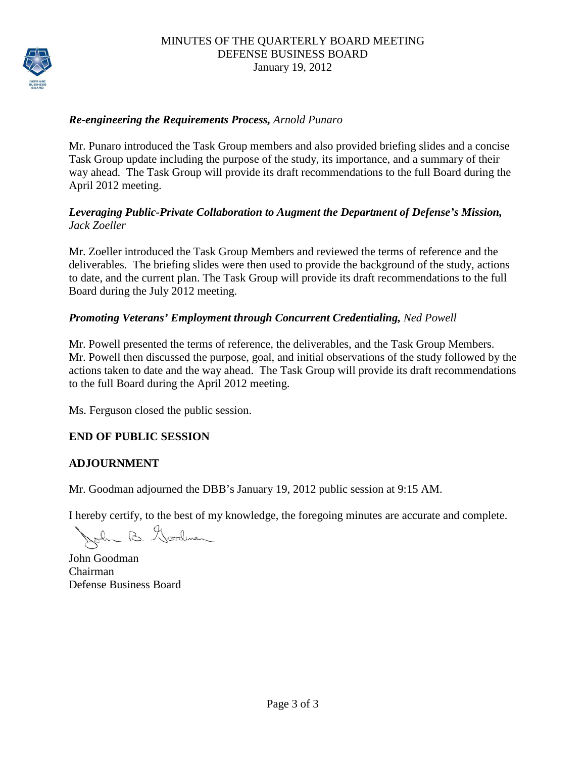***Re-engineering the Requirements Process,*** *Arnold Punaro*

Mr. Punaro introduced the Task Group members and also provided briefing slides and a concise Task Group update including the purpose of the study, its importance, and a summary of their way ahead. The Task Group will provide its draft recommendations to the full Board during the April 2012 meeting.

***Leveraging Public-Private Collaboration to Augment the Department of Defense's Mission,*** *Jack Zoeller*

Mr. Zoeller introduced the Task Group Members and reviewed the terms of reference and the deliverables. The briefing slides were then used to provide the background of the study, actions to date, and the current plan. The Task Group will provide its draft recommendations to the full Board during the July 2012 meeting.

***Promoting Veterans' Employment through Concurrent Credentialing,*** *Ned Powell*

Mr. Powell presented the terms of reference, the deliverables, and the Task Group Members. Mr. Powell then discussed the purpose, goal, and initial observations of the study followed by the actions taken to date and the way ahead. The Task Group will provide its draft recommendations to the full Board during the April 2012 meeting.

Ms. Ferguson closed the public session.

**END OF PUBLIC SESSION**

**ADJOURNMENT**

Mr. Goodman adjourned the DBB's January 19, 2012 public session at 9:15 AM.

I hereby certify, to the best of my knowledge, the foregoing minutes are accurate and complete.

John B. Goodman

John Goodman
Chairman
Defense Business Board